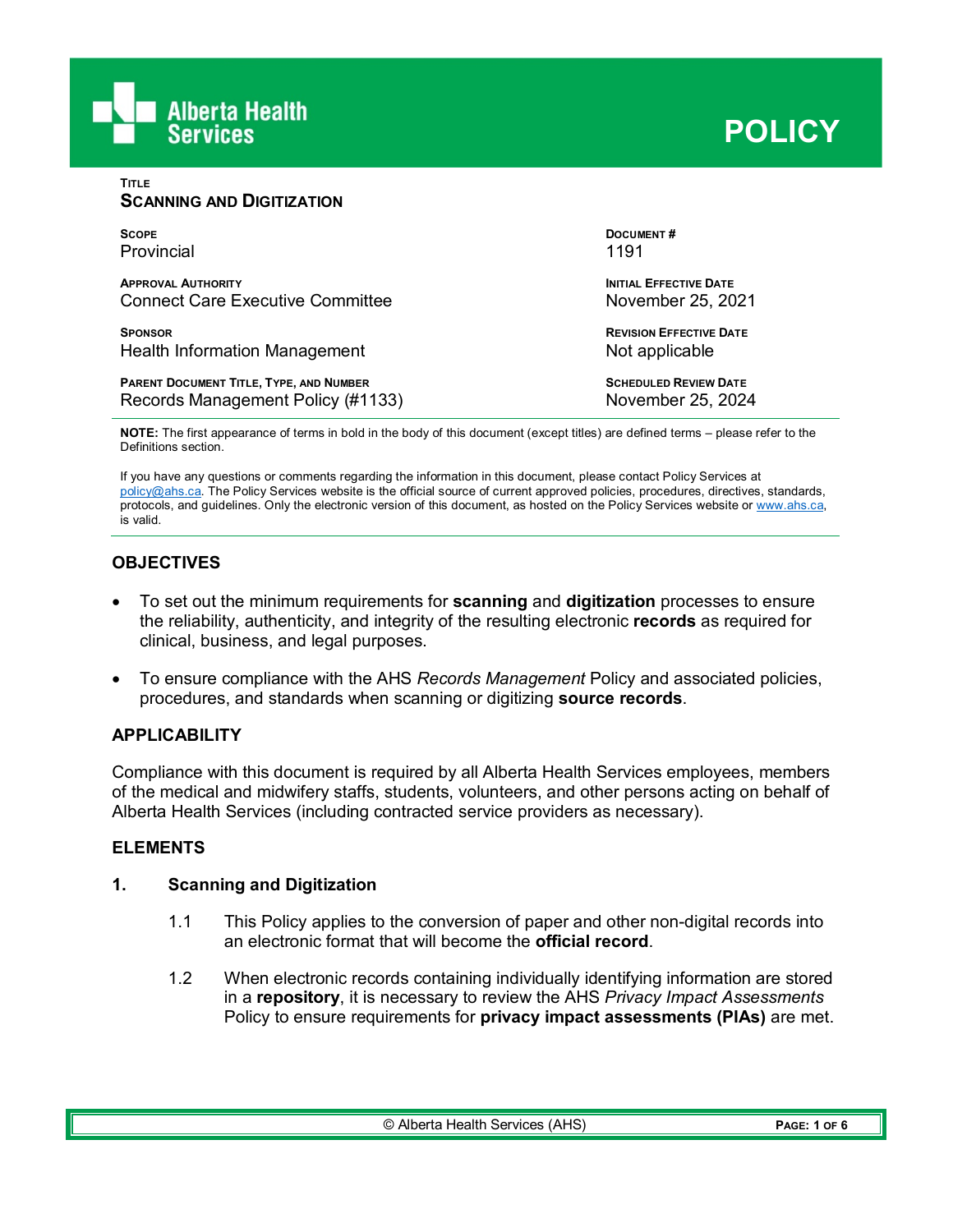Alberta Health Services

# POLICY

**TITLE**
**SCANNING AND DIGITIZATION**

| | |
|---|---|
| **SCOPE**<br>Provincial | **DOCUMENT #**<br>1191 |
| **APPROVAL AUTHORITY**<br>Connect Care Executive Committee | **INITIAL EFFECTIVE DATE**<br>November 25, 2021 |
| **SPONSOR**<br>Health Information Management | **REVISION EFFECTIVE DATE**<br>Not applicable |
| **PARENT DOCUMENT TITLE, TYPE, AND NUMBER**<br>Records Management Policy (#1133) | **SCHEDULED REVIEW DATE**<br>November 25, 2024 |

**NOTE:** The first appearance of terms in bold in the body of this document (except titles) are defined terms – please refer to the Definitions section.

If you have any questions or comments regarding the information in this document, please contact Policy Services at policy@ahs.ca. The Policy Services website is the official source of current approved policies, procedures, directives, standards, protocols, and guidelines. Only the electronic version of this document, as hosted on the Policy Services website or www.ahs.ca, is valid.

## OBJECTIVES

- To set out the minimum requirements for **scanning** and **digitization** processes to ensure the reliability, authenticity, and integrity of the resulting electronic **records** as required for clinical, business, and legal purposes.
- To ensure compliance with the AHS *Records Management* Policy and associated policies, procedures, and standards when scanning or digitizing **source records**.

## APPLICABILITY

Compliance with this document is required by all Alberta Health Services employees, members of the medical and midwifery staffs, students, volunteers, and other persons acting on behalf of Alberta Health Services (including contracted service providers as necessary).

## ELEMENTS

### 1. Scanning and Digitization

1.1 This Policy applies to the conversion of paper and other non-digital records into an electronic format that will become the **official record**.

1.2 When electronic records containing individually identifying information are stored in a **repository**, it is necessary to review the AHS *Privacy Impact Assessments* Policy to ensure requirements for **privacy impact assessments (PIAs)** are met.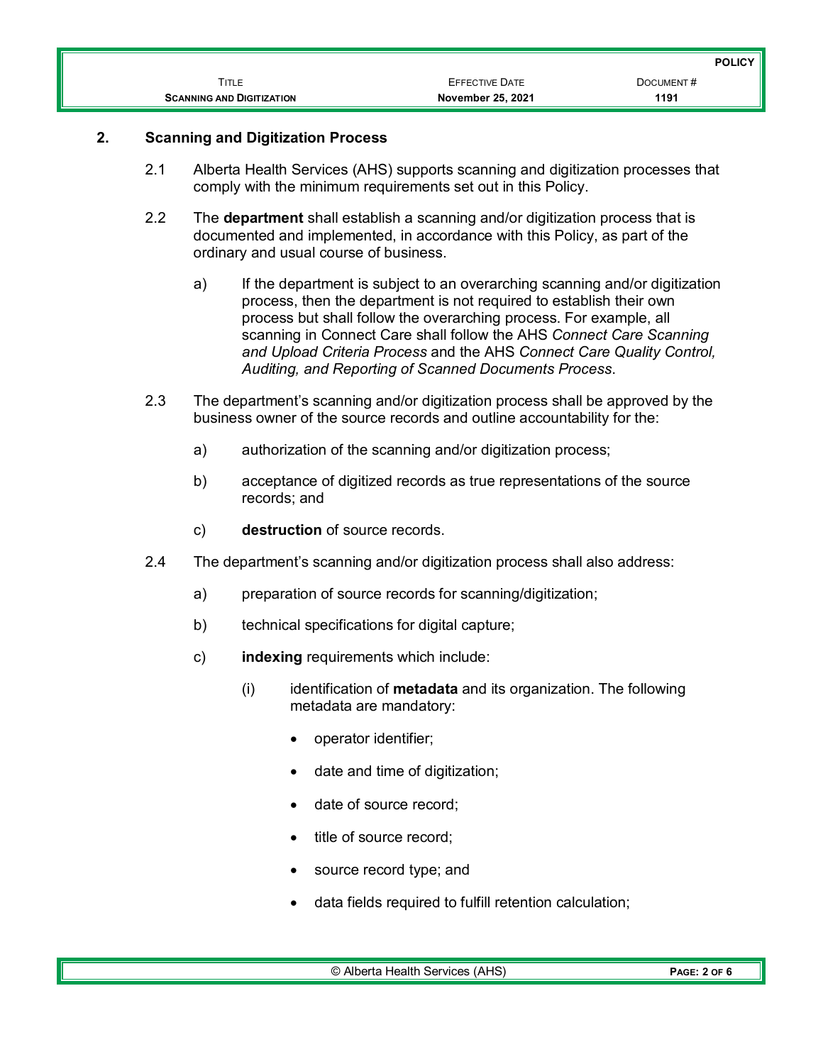## 2. Scanning and Digitization Process

2.1 Alberta Health Services (AHS) supports scanning and digitization processes that comply with the minimum requirements set out in this Policy.

2.2 The **department** shall establish a scanning and/or digitization process that is documented and implemented, in accordance with this Policy, as part of the ordinary and usual course of business.

a) If the department is subject to an overarching scanning and/or digitization process, then the department is not required to establish their own process but shall follow the overarching process. For example, all scanning in Connect Care shall follow the AHS *Connect Care Scanning and Upload Criteria Process* and the AHS *Connect Care Quality Control, Auditing, and Reporting of Scanned Documents Process*.

2.3 The department's scanning and/or digitization process shall be approved by the business owner of the source records and outline accountability for the:

a) authorization of the scanning and/or digitization process;

b) acceptance of digitized records as true representations of the source records; and

c) **destruction** of source records.

2.4 The department's scanning and/or digitization process shall also address:

a) preparation of source records for scanning/digitization;

b) technical specifications for digital capture;

c) **indexing** requirements which include:

(i) identification of **metadata** and its organization. The following metadata are mandatory:

- operator identifier;
- date and time of digitization;
- date of source record;
- title of source record;
- source record type; and
- data fields required to fulfill retention calculation;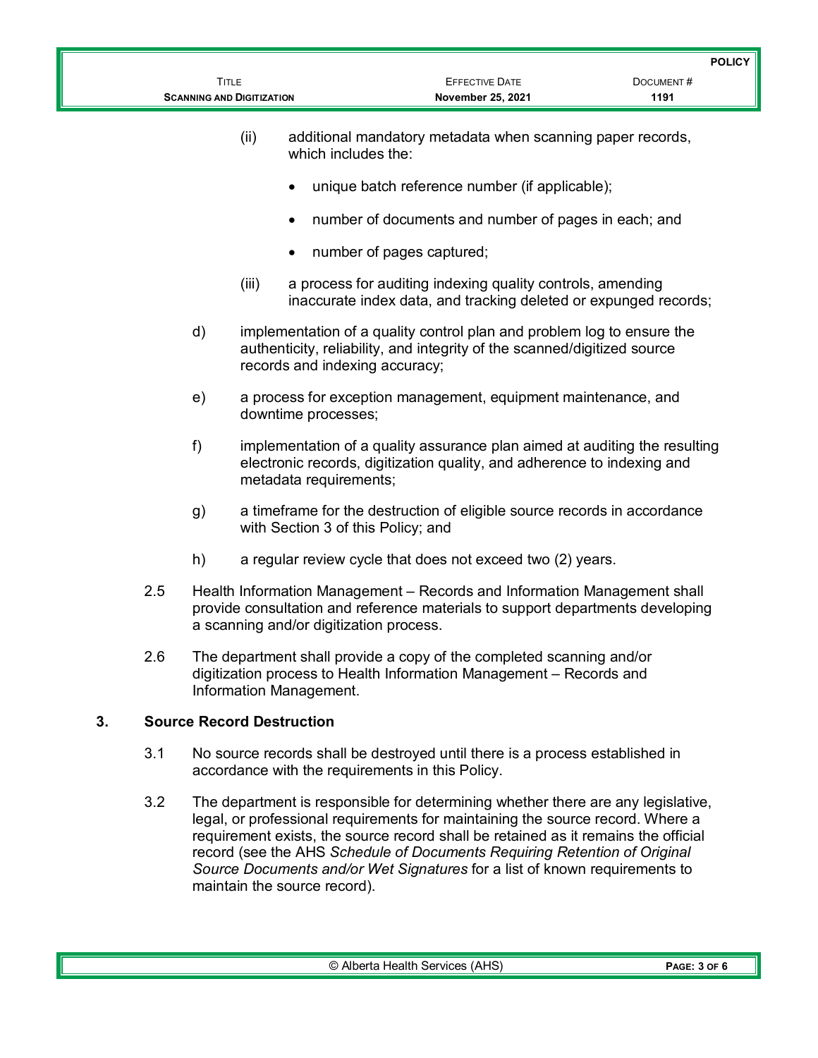(ii) additional mandatory metadata when scanning paper records, which includes the:

- unique batch reference number (if applicable);
- number of documents and number of pages in each; and
- number of pages captured;

(iii) a process for auditing indexing quality controls, amending inaccurate index data, and tracking deleted or expunged records;

d) implementation of a quality control plan and problem log to ensure the authenticity, reliability, and integrity of the scanned/digitized source records and indexing accuracy;

e) a process for exception management, equipment maintenance, and downtime processes;

f) implementation of a quality assurance plan aimed at auditing the resulting electronic records, digitization quality, and adherence to indexing and metadata requirements;

g) a timeframe for the destruction of eligible source records in accordance with Section 3 of this Policy; and

h) a regular review cycle that does not exceed two (2) years.

2.5 Health Information Management – Records and Information Management shall provide consultation and reference materials to support departments developing a scanning and/or digitization process.

2.6 The department shall provide a copy of the completed scanning and/or digitization process to Health Information Management – Records and Information Management.

## 3. Source Record Destruction

3.1 No source records shall be destroyed until there is a process established in accordance with the requirements in this Policy.

3.2 The department is responsible for determining whether there are any legislative, legal, or professional requirements for maintaining the source record. Where a requirement exists, the source record shall be retained as it remains the official record (see the AHS *Schedule of Documents Requiring Retention of Original Source Documents and/or Wet Signatures* for a list of known requirements to maintain the source record).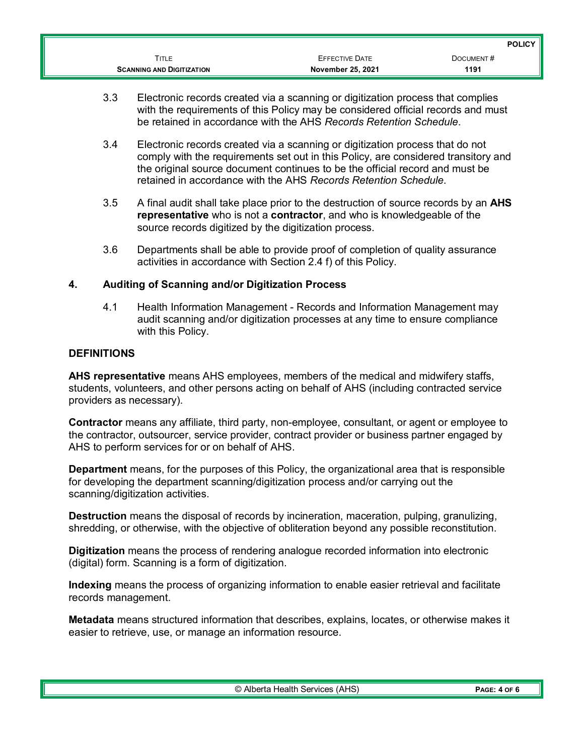3.3 Electronic records created via a scanning or digitization process that complies with the requirements of this Policy may be considered official records and must be retained in accordance with the AHS *Records Retention Schedule*.

3.4 Electronic records created via a scanning or digitization process that do not comply with the requirements set out in this Policy, are considered transitory and the original source document continues to be the official record and must be retained in accordance with the AHS *Records Retention Schedule*.

3.5 A final audit shall take place prior to the destruction of source records by an **AHS representative** who is not a **contractor**, and who is knowledgeable of the source records digitized by the digitization process.

3.6 Departments shall be able to provide proof of completion of quality assurance activities in accordance with Section 2.4 f) of this Policy.

## 4. Auditing of Scanning and/or Digitization Process

4.1 Health Information Management - Records and Information Management may audit scanning and/or digitization processes at any time to ensure compliance with this Policy.

## DEFINITIONS

**AHS representative** means AHS employees, members of the medical and midwifery staffs, students, volunteers, and other persons acting on behalf of AHS (including contracted service providers as necessary).

**Contractor** means any affiliate, third party, non-employee, consultant, or agent or employee to the contractor, outsourcer, service provider, contract provider or business partner engaged by AHS to perform services for or on behalf of AHS.

**Department** means, for the purposes of this Policy, the organizational area that is responsible for developing the department scanning/digitization process and/or carrying out the scanning/digitization activities.

**Destruction** means the disposal of records by incineration, maceration, pulping, granulizing, shredding, or otherwise, with the objective of obliteration beyond any possible reconstitution.

**Digitization** means the process of rendering analogue recorded information into electronic (digital) form. Scanning is a form of digitization.

**Indexing** means the process of organizing information to enable easier retrieval and facilitate records management.

**Metadata** means structured information that describes, explains, locates, or otherwise makes it easier to retrieve, use, or manage an information resource.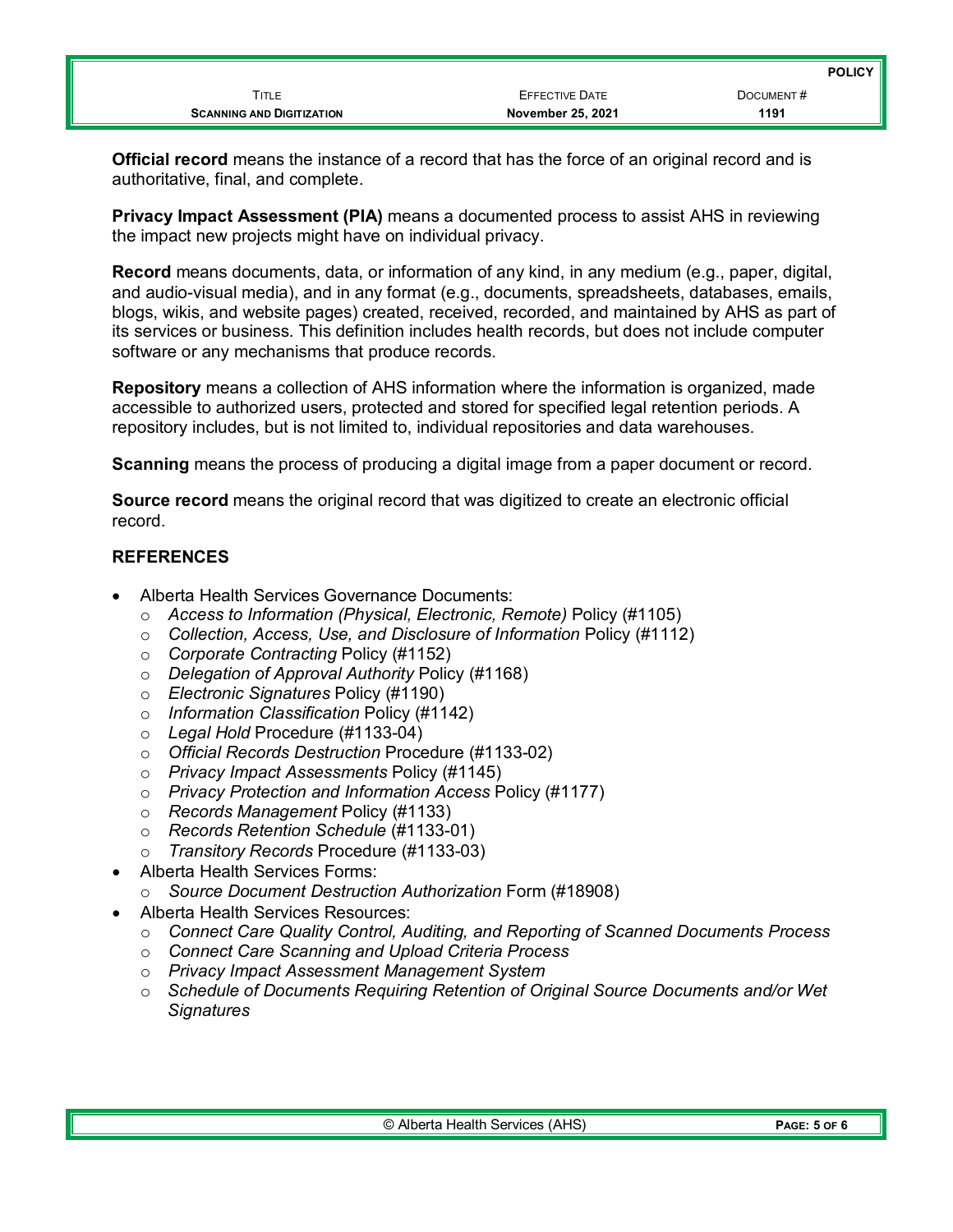**Official record** means the instance of a record that has the force of an original record and is authoritative, final, and complete.

**Privacy Impact Assessment (PIA)** means a documented process to assist AHS in reviewing the impact new projects might have on individual privacy.

**Record** means documents, data, or information of any kind, in any medium (e.g., paper, digital, and audio-visual media), and in any format (e.g., documents, spreadsheets, databases, emails, blogs, wikis, and website pages) created, received, recorded, and maintained by AHS as part of its services or business. This definition includes health records, but does not include computer software or any mechanisms that produce records.

**Repository** means a collection of AHS information where the information is organized, made accessible to authorized users, protected and stored for specified legal retention periods. A repository includes, but is not limited to, individual repositories and data warehouses.

**Scanning** means the process of producing a digital image from a paper document or record.

**Source record** means the original record that was digitized to create an electronic official record.

## REFERENCES

- Alberta Health Services Governance Documents:
  - *Access to Information (Physical, Electronic, Remote)* Policy (#1105)
  - *Collection, Access, Use, and Disclosure of Information* Policy (#1112)
  - *Corporate Contracting* Policy (#1152)
  - *Delegation of Approval Authority* Policy (#1168)
  - *Electronic Signatures* Policy (#1190)
  - *Information Classification* Policy (#1142)
  - *Legal Hold* Procedure (#1133-04)
  - *Official Records Destruction* Procedure (#1133-02)
  - *Privacy Impact Assessments* Policy (#1145)
  - *Privacy Protection and Information Access* Policy (#1177)
  - *Records Management* Policy (#1133)
  - *Records Retention Schedule* (#1133-01)
  - *Transitory Records* Procedure (#1133-03)
- Alberta Health Services Forms:
  - *Source Document Destruction Authorization* Form (#18908)
- Alberta Health Services Resources:
  - *Connect Care Quality Control, Auditing, and Reporting of Scanned Documents Process*
  - *Connect Care Scanning and Upload Criteria Process*
  - *Privacy Impact Assessment Management System*
  - *Schedule of Documents Requiring Retention of Original Source Documents and/or Wet Signatures*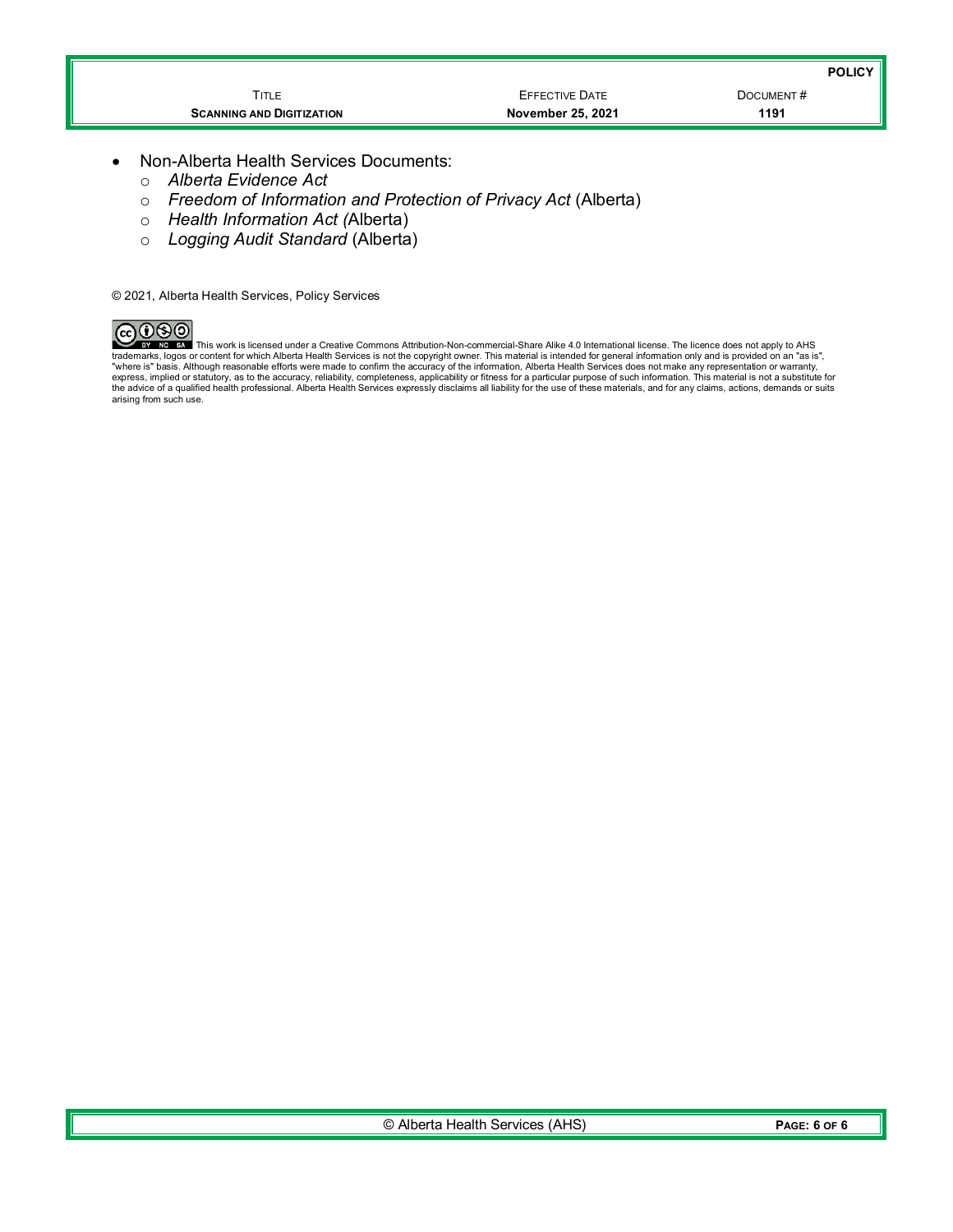- Non-Alberta Health Services Documents:
  - *Alberta Evidence Act*
  - *Freedom of Information and Protection of Privacy Act* (Alberta)
  - *Health Information Act (*Alberta)
  - *Logging Audit Standard* (Alberta)

© 2021, Alberta Health Services, Policy Services

This work is licensed under a Creative Commons Attribution-Non-commercial-Share Alike 4.0 International license. The licence does not apply to AHS trademarks, logos or content for which Alberta Health Services is not the copyright owner. This material is intended for general information only and is provided on an "as is", "where is" basis. Although reasonable efforts were made to confirm the accuracy of the information, Alberta Health Services does not make any representation or warranty, express, implied or statutory, as to the accuracy, reliability, completeness, applicability or fitness for a particular purpose of such information. This material is not a substitute for the advice of a qualified health professional. Alberta Health Services expressly disclaims all liability for the use of these materials, and for any claims, actions, demands or suits arising from such use.